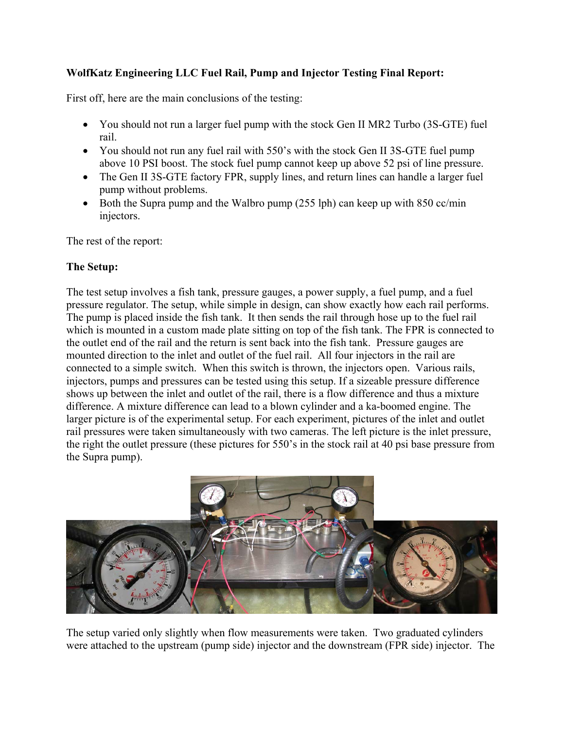**WolfKatz Engineering LLC Fuel Rail, Pump and Injector Testing Final Report:**

First off, here are the main conclusions of the testing:

- You should not run a larger fuel pump with the stock Gen II MR2 Turbo (3S-GTE) fuel rail.
- You should not run any fuel rail with 550's with the stock Gen II 3S-GTE fuel pump above 10 PSI boost. The stock fuel pump cannot keep up above 52 psi of line pressure.
- The Gen II 3S-GTE factory FPR, supply lines, and return lines can handle a larger fuel pump without problems.
- Both the Supra pump and the Walbro pump (255 lph) can keep up with 850 cc/min injectors.

The rest of the report:

**The Setup:**

The test setup involves a fish tank, pressure gauges, a power supply, a fuel pump, and a fuel pressure regulator. The setup, while simple in design, can show exactly how each rail performs. The pump is placed inside the fish tank. It then sends the rail through hose up to the fuel rail which is mounted in a custom made plate sitting on top of the fish tank. The FPR is connected to the outlet end of the rail and the return is sent back into the fish tank. Pressure gauges are mounted direction to the inlet and outlet of the fuel rail. All four injectors in the rail are connected to a simple switch. When this switch is thrown, the injectors open. Various rails, injectors, pumps and pressures can be tested using this setup. If a sizeable pressure difference shows up between the inlet and outlet of the rail, there is a flow difference and thus a mixture difference. A mixture difference can lead to a blown cylinder and a ka-boomed engine. The larger picture is of the experimental setup. For each experiment, pictures of the inlet and outlet rail pressures were taken simultaneously with two cameras. The left picture is the inlet pressure, the right the outlet pressure (these pictures for 550's in the stock rail at 40 psi base pressure from the Supra pump).

The setup varied only slightly when flow measurements were taken. Two graduated cylinders were attached to the upstream (pump side) injector and the downstream (FPR side) injector. The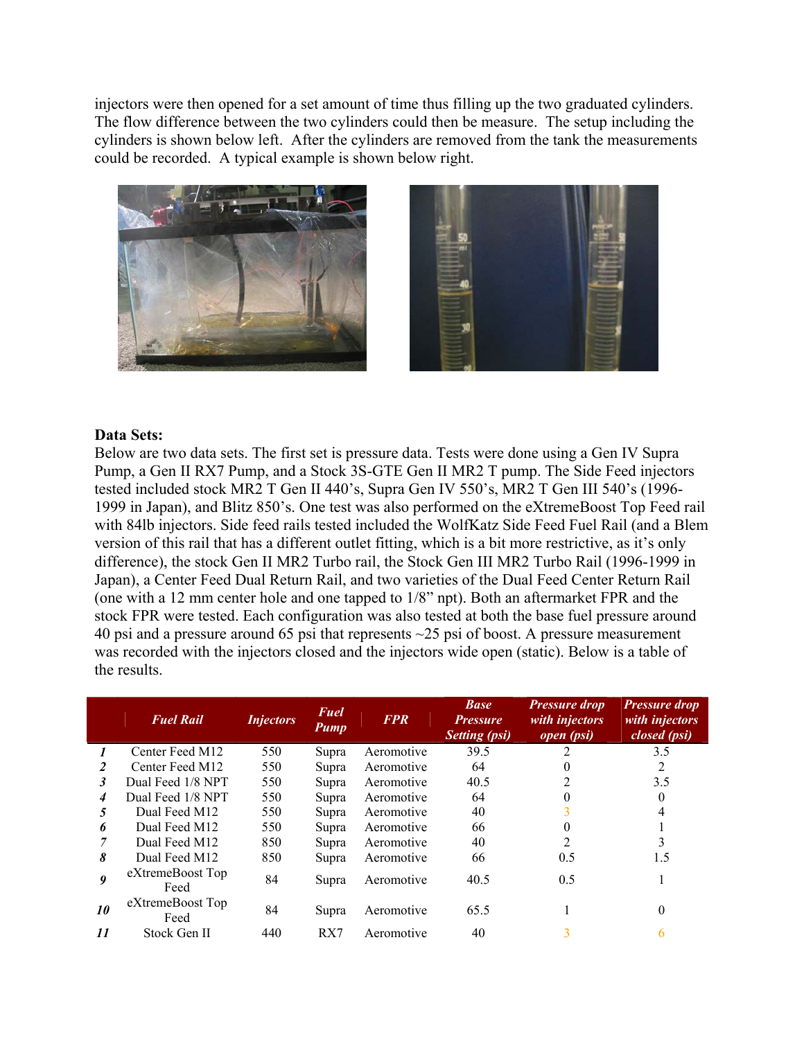injectors were then opened for a set amount of time thus filling up the two graduated cylinders. The flow difference between the two cylinders could then be measure. The setup including the cylinders is shown below left. After the cylinders are removed from the tank the measurements could be recorded. A typical example is shown below right.

**Data Sets:**

Below are two data sets. The first set is pressure data. Tests were done using a Gen IV Supra Pump, a Gen II RX7 Pump, and a Stock 3S-GTE Gen II MR2 T pump. The Side Feed injectors tested included stock MR2 T Gen II 440's, Supra Gen IV 550's, MR2 T Gen III 540's (1996-1999 in Japan), and Blitz 850's. One test was also performed on the eXtremeBoost Top Feed rail with 84lb injectors. Side feed rails tested included the WolfKatz Side Feed Fuel Rail (and a Blem version of this rail that has a different outlet fitting, which is a bit more restrictive, as it's only difference), the stock Gen II MR2 Turbo rail, the Stock Gen III MR2 Turbo Rail (1996-1999 in Japan), a Center Feed Dual Return Rail, and two varieties of the Dual Feed Center Return Rail (one with a 12 mm center hole and one tapped to 1/8" npt). Both an aftermarket FPR and the stock FPR were tested. Each configuration was also tested at both the base fuel pressure around 40 psi and a pressure around 65 psi that represents ~25 psi of boost. A pressure measurement was recorded with the injectors closed and the injectors wide open (static). Below is a table of the results.

| | *Fuel Rail* | *Injectors* | *Fuel Pump* | *FPR* | *Base Pressure Setting (psi)* | *Pressure drop with injectors open (psi)* | *Pressure drop with injectors closed (psi)* |
|---|---|---|---|---|---|---|---|
| *1* | Center Feed M12 | 550 | Supra | Aeromotive | 39.5 | 2 | 3.5 |
| *2* | Center Feed M12 | 550 | Supra | Aeromotive | 64 | 0 | 2 |
| *3* | Dual Feed 1/8 NPT | 550 | Supra | Aeromotive | 40.5 | 2 | 3.5 |
| *4* | Dual Feed 1/8 NPT | 550 | Supra | Aeromotive | 64 | 0 | 0 |
| *5* | Dual Feed M12 | 550 | Supra | Aeromotive | 40 | 3 | 4 |
| *6* | Dual Feed M12 | 550 | Supra | Aeromotive | 66 | 0 | 1 |
| *7* | Dual Feed M12 | 850 | Supra | Aeromotive | 40 | 2 | 3 |
| *8* | Dual Feed M12 | 850 | Supra | Aeromotive | 66 | 0.5 | 1.5 |
| *9* | eXtremeBoost Top Feed | 84 | Supra | Aeromotive | 40.5 | 0.5 | 1 |
| *10* | eXtremeBoost Top Feed | 84 | Supra | Aeromotive | 65.5 | 1 | 0 |
| *11* | Stock Gen II | 440 | RX7 | Aeromotive | 40 | 3 | 6 |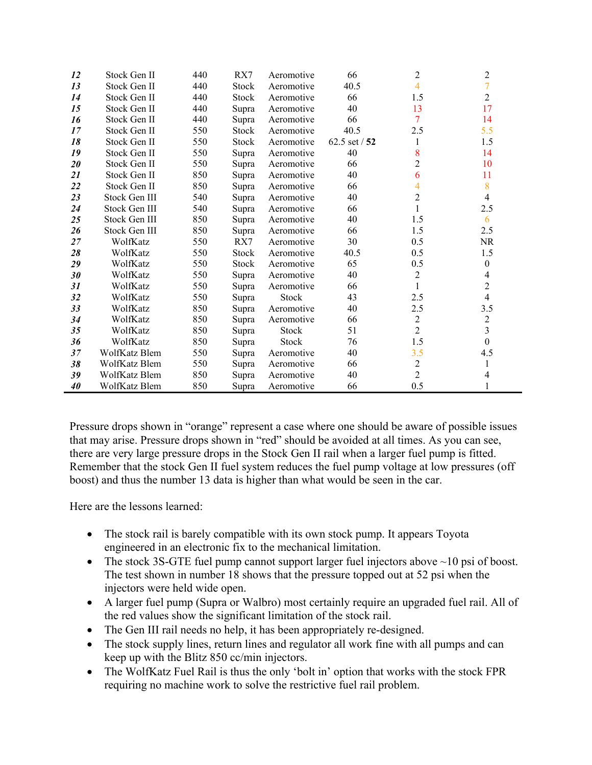| | | | | | | | |
|---|---|---|---|---|---|---|---|
| ***12*** | Stock Gen II | 440 | RX7 | Aeromotive | 66 | 2 | 2 |
| ***13*** | Stock Gen II | 440 | Stock | Aeromotive | 40.5 | 4 | 7 |
| ***14*** | Stock Gen II | 440 | Stock | Aeromotive | 66 | 1.5 | 2 |
| ***15*** | Stock Gen II | 440 | Supra | Aeromotive | 40 | 13 | 17 |
| ***16*** | Stock Gen II | 440 | Supra | Aeromotive | 66 | 7 | 14 |
| ***17*** | Stock Gen II | 550 | Stock | Aeromotive | 40.5 | 2.5 | 5.5 |
| ***18*** | Stock Gen II | 550 | Stock | Aeromotive | 62.5 set / **52** | 1 | 1.5 |
| ***19*** | Stock Gen II | 550 | Supra | Aeromotive | 40 | 8 | 14 |
| ***20*** | Stock Gen II | 550 | Supra | Aeromotive | 66 | 2 | 10 |
| ***21*** | Stock Gen II | 850 | Supra | Aeromotive | 40 | 6 | 11 |
| ***22*** | Stock Gen II | 850 | Supra | Aeromotive | 66 | 4 | 8 |
| ***23*** | Stock Gen III | 540 | Supra | Aeromotive | 40 | 2 | 4 |
| ***24*** | Stock Gen III | 540 | Supra | Aeromotive | 66 | 1 | 2.5 |
| ***25*** | Stock Gen III | 850 | Supra | Aeromotive | 40 | 1.5 | 6 |
| ***26*** | Stock Gen III | 850 | Supra | Aeromotive | 66 | 1.5 | 2.5 |
| ***27*** | WolfKatz | 550 | RX7 | Aeromotive | 30 | 0.5 | NR |
| ***28*** | WolfKatz | 550 | Stock | Aeromotive | 40.5 | 0.5 | 1.5 |
| ***29*** | WolfKatz | 550 | Stock | Aeromotive | 65 | 0.5 | 0 |
| ***30*** | WolfKatz | 550 | Supra | Aeromotive | 40 | 2 | 4 |
| ***31*** | WolfKatz | 550 | Supra | Aeromotive | 66 | 1 | 2 |
| ***32*** | WolfKatz | 550 | Supra | Stock | 43 | 2.5 | 4 |
| ***33*** | WolfKatz | 850 | Supra | Aeromotive | 40 | 2.5 | 3.5 |
| ***34*** | WolfKatz | 850 | Supra | Aeromotive | 66 | 2 | 2 |
| ***35*** | WolfKatz | 850 | Supra | Stock | 51 | 2 | 3 |
| ***36*** | WolfKatz | 850 | Supra | Stock | 76 | 1.5 | 0 |
| ***37*** | WolfKatz Blem | 550 | Supra | Aeromotive | 40 | 3.5 | 4.5 |
| ***38*** | WolfKatz Blem | 550 | Supra | Aeromotive | 66 | 2 | 1 |
| ***39*** | WolfKatz Blem | 850 | Supra | Aeromotive | 40 | 2 | 4 |
| ***40*** | WolfKatz Blem | 850 | Supra | Aeromotive | 66 | 0.5 | 1 |

Pressure drops shown in "orange" represent a case where one should be aware of possible issues that may arise. Pressure drops shown in "red" should be avoided at all times. As you can see, there are very large pressure drops in the Stock Gen II rail when a larger fuel pump is fitted. Remember that the stock Gen II fuel system reduces the fuel pump voltage at low pressures (off boost) and thus the number 13 data is higher than what would be seen in the car.

Here are the lessons learned:

- The stock rail is barely compatible with its own stock pump. It appears Toyota engineered in an electronic fix to the mechanical limitation.
- The stock 3S-GTE fuel pump cannot support larger fuel injectors above ~10 psi of boost. The test shown in number 18 shows that the pressure topped out at 52 psi when the injectors were held wide open.
- A larger fuel pump (Supra or Walbro) most certainly require an upgraded fuel rail. All of the red values show the significant limitation of the stock rail.
- The Gen III rail needs no help, it has been appropriately re-designed.
- The stock supply lines, return lines and regulator all work fine with all pumps and can keep up with the Blitz 850 cc/min injectors.
- The WolfKatz Fuel Rail is thus the only 'bolt in' option that works with the stock FPR requiring no machine work to solve the restrictive fuel rail problem.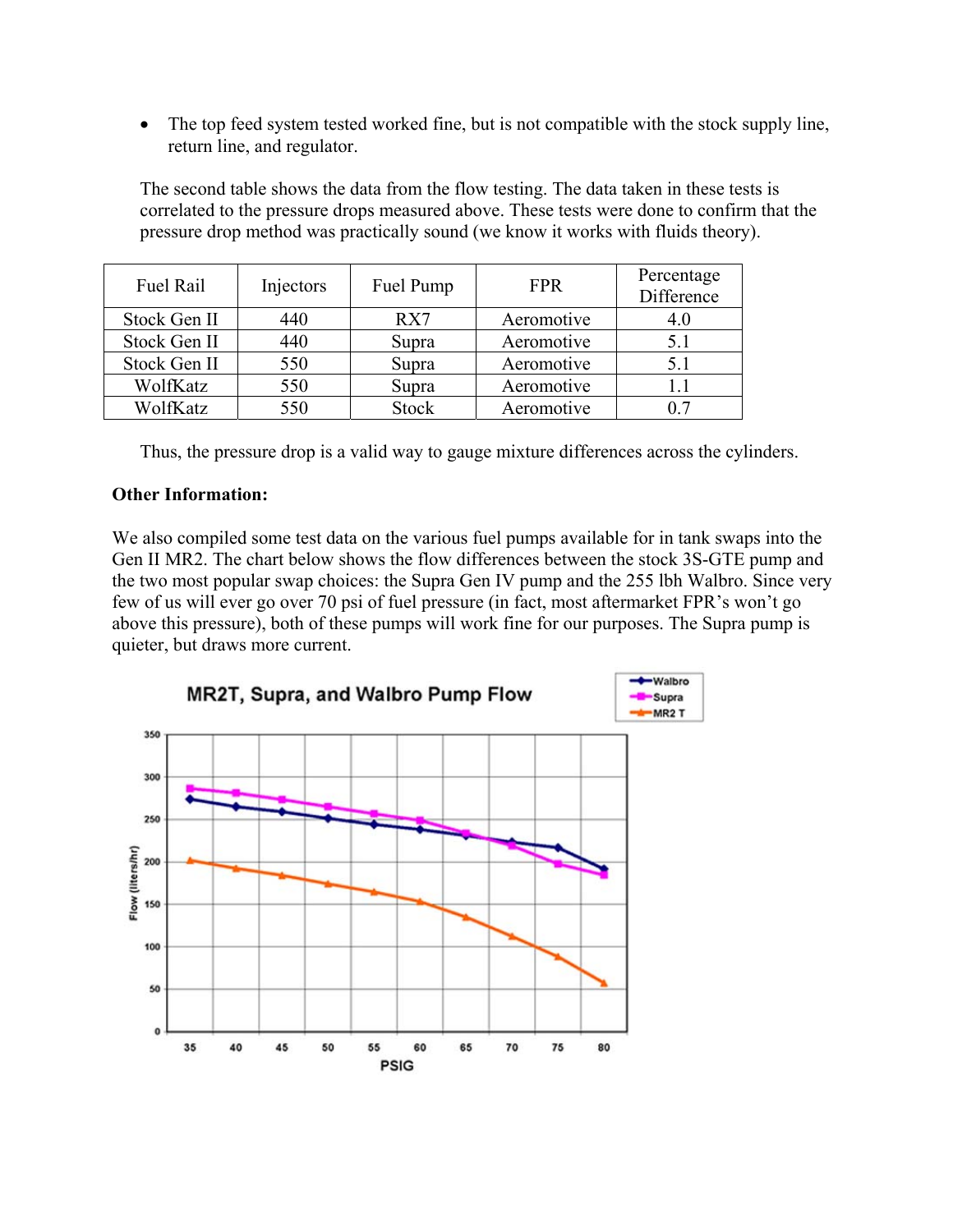- The top feed system tested worked fine, but is not compatible with the stock supply line, return line, and regulator.

The second table shows the data from the flow testing. The data taken in these tests is correlated to the pressure drops measured above. These tests were done to confirm that the pressure drop method was practically sound (we know it works with fluids theory).

| Fuel Rail | Injectors | Fuel Pump | FPR | Percentage Difference |
|---|---|---|---|---|
| Stock Gen II | 440 | RX7 | Aeromotive | 4.0 |
| Stock Gen II | 440 | Supra | Aeromotive | 5.1 |
| Stock Gen II | 550 | Supra | Aeromotive | 5.1 |
| WolfKatz | 550 | Supra | Aeromotive | 1.1 |
| WolfKatz | 550 | Stock | Aeromotive | 0.7 |

Thus, the pressure drop is a valid way to gauge mixture differences across the cylinders.

**Other Information:**

We also compiled some test data on the various fuel pumps available for in tank swaps into the Gen II MR2. The chart below shows the flow differences between the stock 3S-GTE pump and the two most popular swap choices: the Supra Gen IV pump and the 255 lbh Walbro. Since very few of us will ever go over 70 psi of fuel pressure (in fact, most aftermarket FPR's won't go above this pressure), both of these pumps will work fine for our purposes. The Supra pump is quieter, but draws more current.

MR2T, Supra, and Walbro Pump Flow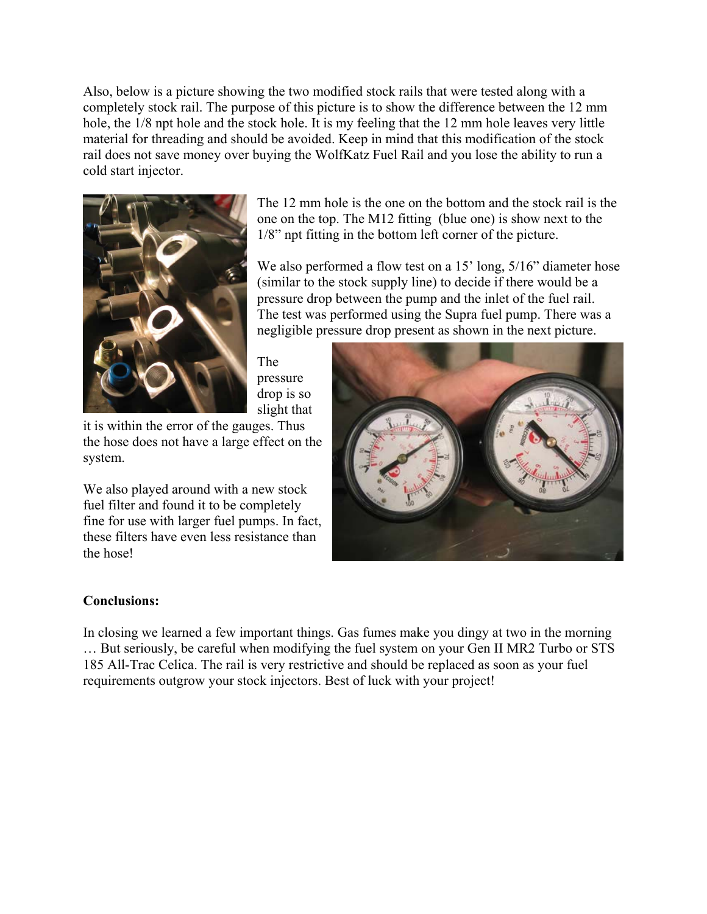Also, below is a picture showing the two modified stock rails that were tested along with a completely stock rail. The purpose of this picture is to show the difference between the 12 mm hole, the 1/8 npt hole and the stock hole. It is my feeling that the 12 mm hole leaves very little material for threading and should be avoided. Keep in mind that this modification of the stock rail does not save money over buying the WolfKatz Fuel Rail and you lose the ability to run a cold start injector.

The 12 mm hole is the one on the bottom and the stock rail is the one on the top. The M12 fitting (blue one) is show next to the 1/8" npt fitting in the bottom left corner of the picture.

We also performed a flow test on a 15' long, 5/16" diameter hose (similar to the stock supply line) to decide if there would be a pressure drop between the pump and the inlet of the fuel rail. The test was performed using the Supra fuel pump. There was a negligible pressure drop present as shown in the next picture.

The pressure drop is so slight that it is within the error of the gauges. Thus the hose does not have a large effect on the system.

We also played around with a new stock fuel filter and found it to be completely fine for use with larger fuel pumps. In fact, these filters have even less resistance than the hose!

**Conclusions:**

In closing we learned a few important things. Gas fumes make you dingy at two in the morning … But seriously, be careful when modifying the fuel system on your Gen II MR2 Turbo or STS 185 All-Trac Celica. The rail is very restrictive and should be replaced as soon as your fuel requirements outgrow your stock injectors. Best of luck with your project!